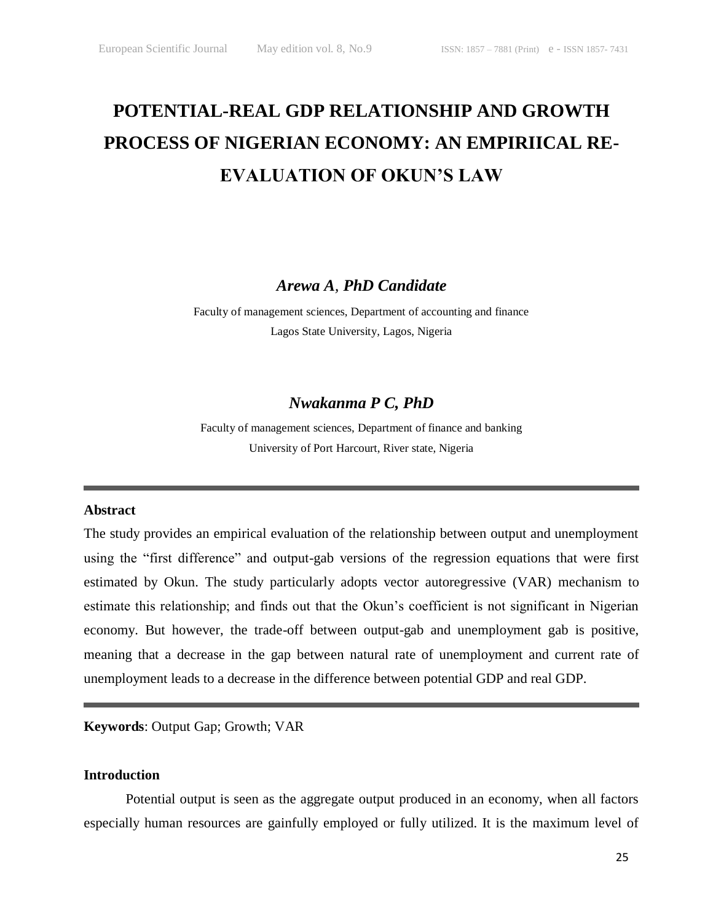# POTENTIAL-REAL GDP RELATIONSHIP AND GROWTH PROCESS OF NIGERIAN ECONOMY: AN EMPIRIICAL RE-EVALUATION OF OKUN'S LAW

***Arewa A*, *PhD Candidate***

Faculty of management sciences, Department of accounting and finance
Lagos State University, Lagos, Nigeria

***Nwakanma P C, PhD***

Faculty of management sciences, Department of finance and banking
University of Port Harcourt, River state, Nigeria

---

**Abstract**

The study provides an empirical evaluation of the relationship between output and unemployment using the "first difference" and output-gab versions of the regression equations that were first estimated by Okun. The study particularly adopts vector autoregressive (VAR) mechanism to estimate this relationship; and finds out that the Okun's coefficient is not significant in Nigerian economy. But however, the trade-off between output-gab and unemployment gab is positive, meaning that a decrease in the gap between natural rate of unemployment and current rate of unemployment leads to a decrease in the difference between potential GDP and real GDP.

---

**Keywords**: Output Gap; Growth; VAR

**Introduction**

Potential output is seen as the aggregate output produced in an economy, when all factors especially human resources are gainfully employed or fully utilized. It is the maximum level of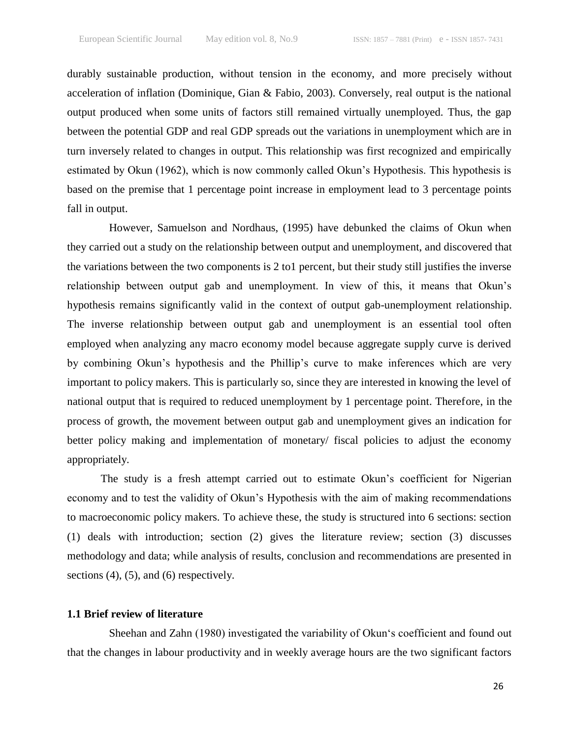durably sustainable production, without tension in the economy, and more precisely without acceleration of inflation (Dominique, Gian & Fabio, 2003). Conversely, real output is the national output produced when some units of factors still remained virtually unemployed. Thus, the gap between the potential GDP and real GDP spreads out the variations in unemployment which are in turn inversely related to changes in output. This relationship was first recognized and empirically estimated by Okun (1962), which is now commonly called Okun's Hypothesis. This hypothesis is based on the premise that 1 percentage point increase in employment lead to 3 percentage points fall in output.

However, Samuelson and Nordhaus, (1995) have debunked the claims of Okun when they carried out a study on the relationship between output and unemployment, and discovered that the variations between the two components is 2 to1 percent, but their study still justifies the inverse relationship between output gab and unemployment. In view of this, it means that Okun's hypothesis remains significantly valid in the context of output gab-unemployment relationship. The inverse relationship between output gab and unemployment is an essential tool often employed when analyzing any macro economy model because aggregate supply curve is derived by combining Okun's hypothesis and the Phillip's curve to make inferences which are very important to policy makers. This is particularly so, since they are interested in knowing the level of national output that is required to reduced unemployment by 1 percentage point. Therefore, in the process of growth, the movement between output gab and unemployment gives an indication for better policy making and implementation of monetary/ fiscal policies to adjust the economy appropriately.

The study is a fresh attempt carried out to estimate Okun's coefficient for Nigerian economy and to test the validity of Okun's Hypothesis with the aim of making recommendations to macroeconomic policy makers. To achieve these, the study is structured into 6 sections: section (1) deals with introduction; section (2) gives the literature review; section (3) discusses methodology and data; while analysis of results, conclusion and recommendations are presented in sections (4), (5), and (6) respectively.

### 1.1 Brief review of literature

Sheehan and Zahn (1980) investigated the variability of Okun's coefficient and found out that the changes in labour productivity and in weekly average hours are the two significant factors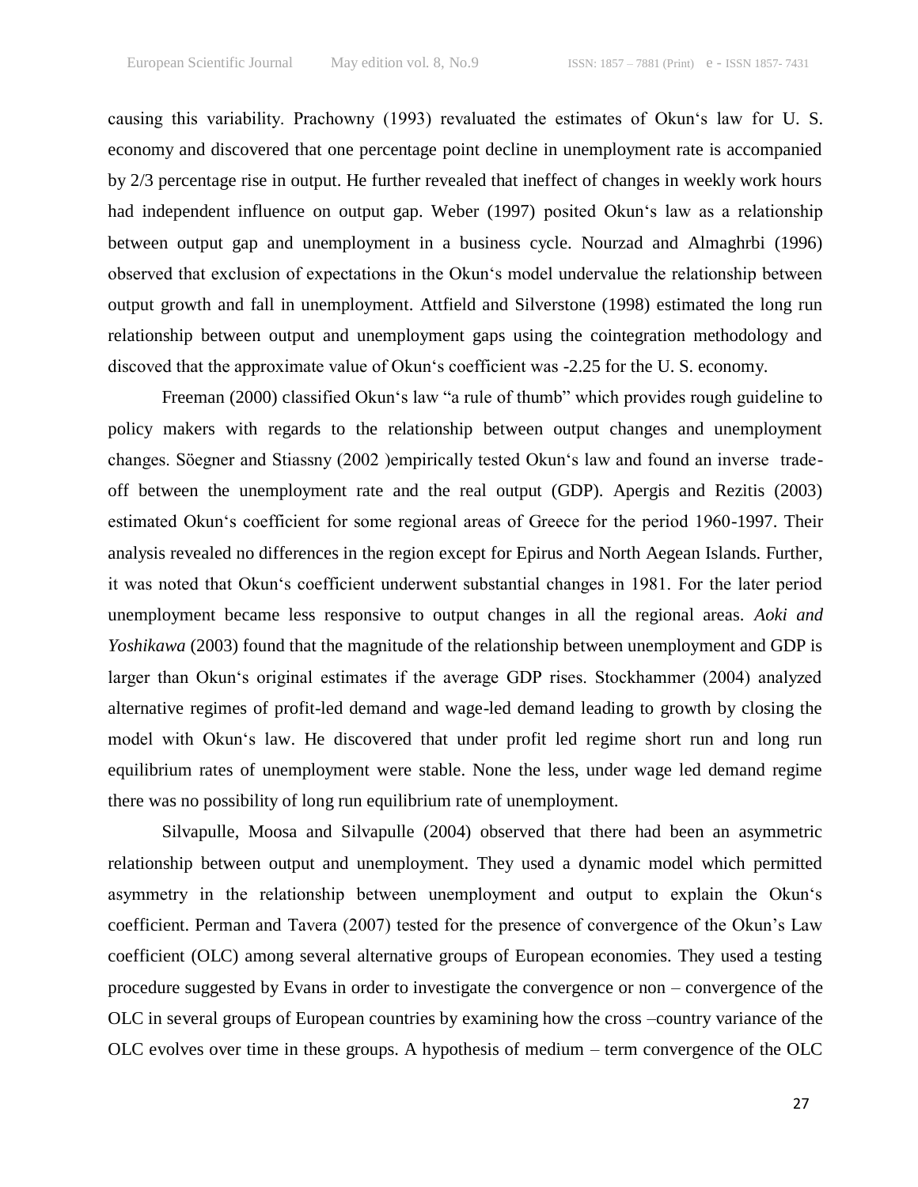causing this variability. Prachowny (1993) revaluated the estimates of Okun‘s law for U. S. economy and discovered that one percentage point decline in unemployment rate is accompanied by 2/3 percentage rise in output. He further revealed that ineffect of changes in weekly work hours had independent influence on output gap. Weber (1997) posited Okun‘s law as a relationship between output gap and unemployment in a business cycle. Nourzad and Almaghrbi (1996) observed that exclusion of expectations in the Okun‘s model undervalue the relationship between output growth and fall in unemployment. Attfield and Silverstone (1998) estimated the long run relationship between output and unemployment gaps using the cointegration methodology and discoved that the approximate value of Okun‘s coefficient was -2.25 for the U. S. economy.

Freeman (2000) classified Okun‘s law "a rule of thumb" which provides rough guideline to policy makers with regards to the relationship between output changes and unemployment changes. Söegner and Stiassny (2002 )empirically tested Okun‘s law and found an inverse trade-off between the unemployment rate and the real output (GDP). Apergis and Rezitis (2003) estimated Okun‘s coefficient for some regional areas of Greece for the period 1960-1997. Their analysis revealed no differences in the region except for Epirus and North Aegean Islands. Further, it was noted that Okun‘s coefficient underwent substantial changes in 1981. For the later period unemployment became less responsive to output changes in all the regional areas. *Aoki and Yoshikawa* (2003) found that the magnitude of the relationship between unemployment and GDP is larger than Okun‘s original estimates if the average GDP rises. Stockhammer (2004) analyzed alternative regimes of profit-led demand and wage-led demand leading to growth by closing the model with Okun‘s law. He discovered that under profit led regime short run and long run equilibrium rates of unemployment were stable. None the less, under wage led demand regime there was no possibility of long run equilibrium rate of unemployment.

Silvapulle, Moosa and Silvapulle (2004) observed that there had been an asymmetric relationship between output and unemployment. They used a dynamic model which permitted asymmetry in the relationship between unemployment and output to explain the Okun‘s coefficient. Perman and Tavera (2007) tested for the presence of convergence of the Okun's Law coefficient (OLC) among several alternative groups of European economies. They used a testing procedure suggested by Evans in order to investigate the convergence or non – convergence of the OLC in several groups of European countries by examining how the cross –country variance of the OLC evolves over time in these groups. A hypothesis of medium – term convergence of the OLC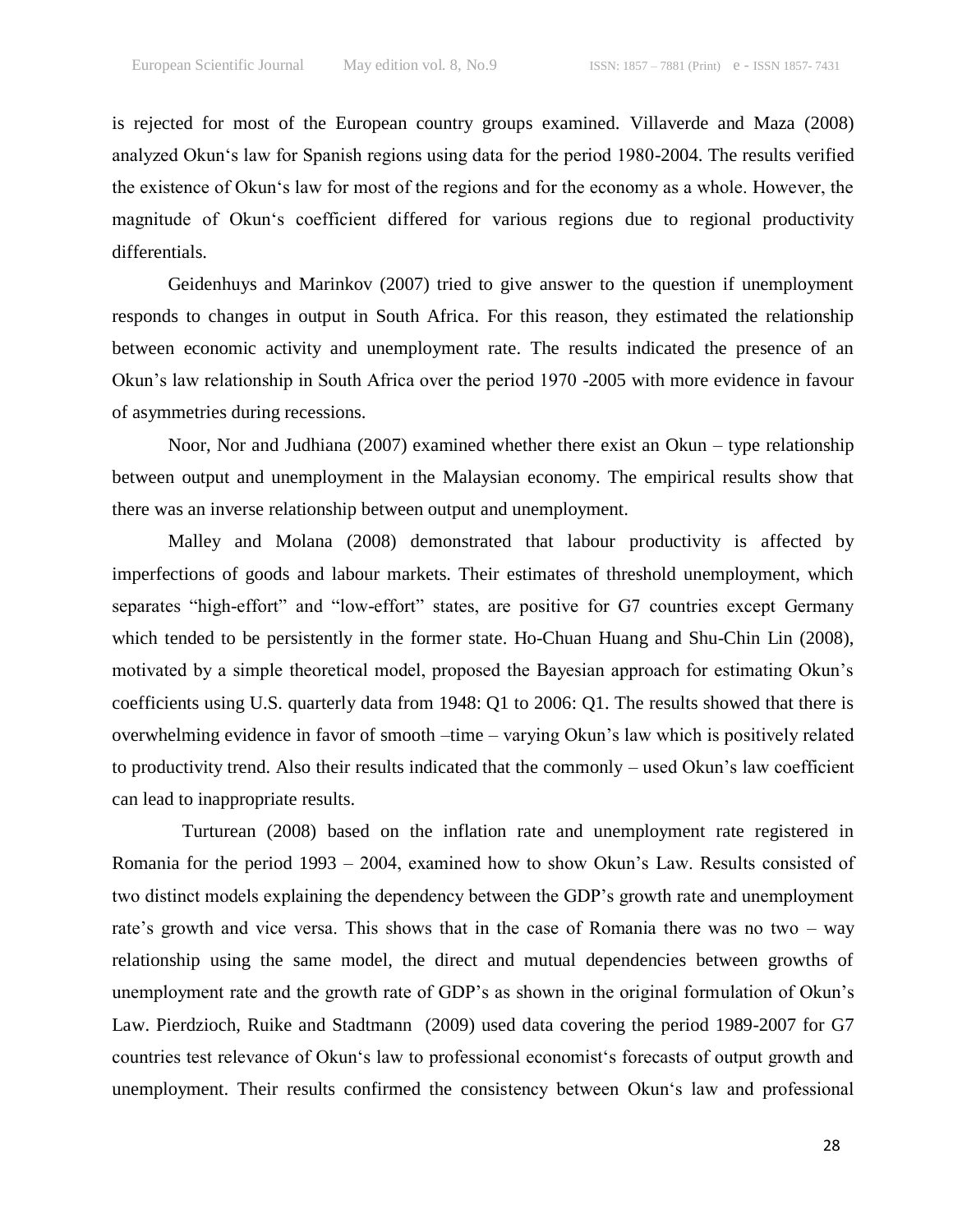is rejected for most of the European country groups examined. Villaverde and Maza (2008) analyzed Okun‘s law for Spanish regions using data for the period 1980-2004. The results verified the existence of Okun‘s law for most of the regions and for the economy as a whole. However, the magnitude of Okun‘s coefficient differed for various regions due to regional productivity differentials.

Geidenhuys and Marinkov (2007) tried to give answer to the question if unemployment responds to changes in output in South Africa. For this reason, they estimated the relationship between economic activity and unemployment rate. The results indicated the presence of an Okun's law relationship in South Africa over the period 1970 -2005 with more evidence in favour of asymmetries during recessions.

Noor, Nor and Judhiana (2007) examined whether there exist an Okun – type relationship between output and unemployment in the Malaysian economy. The empirical results show that there was an inverse relationship between output and unemployment.

Malley and Molana (2008) demonstrated that labour productivity is affected by imperfections of goods and labour markets. Their estimates of threshold unemployment, which separates "high-effort" and "low-effort" states, are positive for G7 countries except Germany which tended to be persistently in the former state. Ho-Chuan Huang and Shu-Chin Lin (2008), motivated by a simple theoretical model, proposed the Bayesian approach for estimating Okun's coefficients using U.S. quarterly data from 1948: Q1 to 2006: Q1. The results showed that there is overwhelming evidence in favor of smooth –time – varying Okun's law which is positively related to productivity trend. Also their results indicated that the commonly – used Okun's law coefficient can lead to inappropriate results.

Turturean (2008) based on the inflation rate and unemployment rate registered in Romania for the period 1993 – 2004, examined how to show Okun's Law. Results consisted of two distinct models explaining the dependency between the GDP's growth rate and unemployment rate's growth and vice versa. This shows that in the case of Romania there was no two – way relationship using the same model, the direct and mutual dependencies between growths of unemployment rate and the growth rate of GDP's as shown in the original formulation of Okun's Law. Pierdzioch, Ruike and Stadtmann (2009) used data covering the period 1989-2007 for G7 countries test relevance of Okun‘s law to professional economist‘s forecasts of output growth and unemployment. Their results confirmed the consistency between Okun‘s law and professional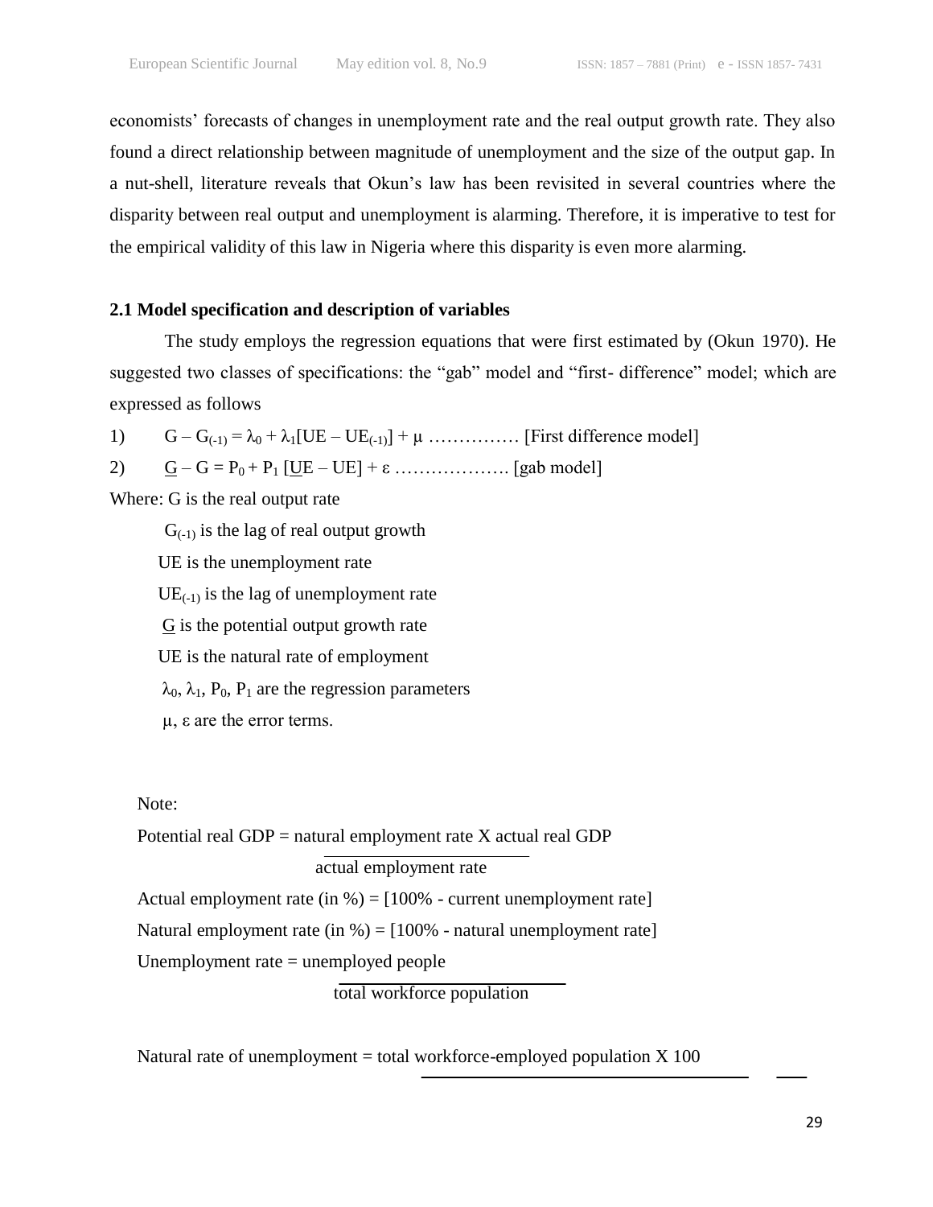economists' forecasts of changes in unemployment rate and the real output growth rate. They also found a direct relationship between magnitude of unemployment and the size of the output gap. In a nut-shell, literature reveals that Okun's law has been revisited in several countries where the disparity between real output and unemployment is alarming. Therefore, it is imperative to test for the empirical validity of this law in Nigeria where this disparity is even more alarming.

### 2.1 Model specification and description of variables

The study employs the regression equations that were first estimated by (Okun 1970). He suggested two classes of specifications: the "gab" model and "first- difference" model; which are expressed as follows

1) $G - G_{(-1)} = \lambda_0 + \lambda_1[UE - UE_{(-1)}] + \mu$ …………… [First difference model]

2) $\underline{G} - G = P_0 + P_1 [\underline{U}E - UE] + \varepsilon$ ………………. [gab model]

Where: G is the real output rate

$G_{(-1)}$ is the lag of real output growth

UE is the unemployment rate

$UE_{(-1)}$ is the lag of unemployment rate

$\underline{G}$ is the potential output growth rate

UE is the natural rate of employment

$\lambda_0$, $\lambda_1$, $P_0$, $P_1$ are the regression parameters

$\mu$, $\varepsilon$ are the error terms.

Note:

$$\text{Potential real GDP} = \frac{\text{natural employment rate X actual real GDP}}{\text{actual employment rate}}$$

Actual employment rate (in %) = [100% - current unemployment rate]

Natural employment rate (in %) = [100% - natural unemployment rate]

$$\text{Unemployment rate} = \frac{\text{unemployed people}}{\text{total workforce population}}$$

Natural rate of unemployment = total workforce-employed population X 100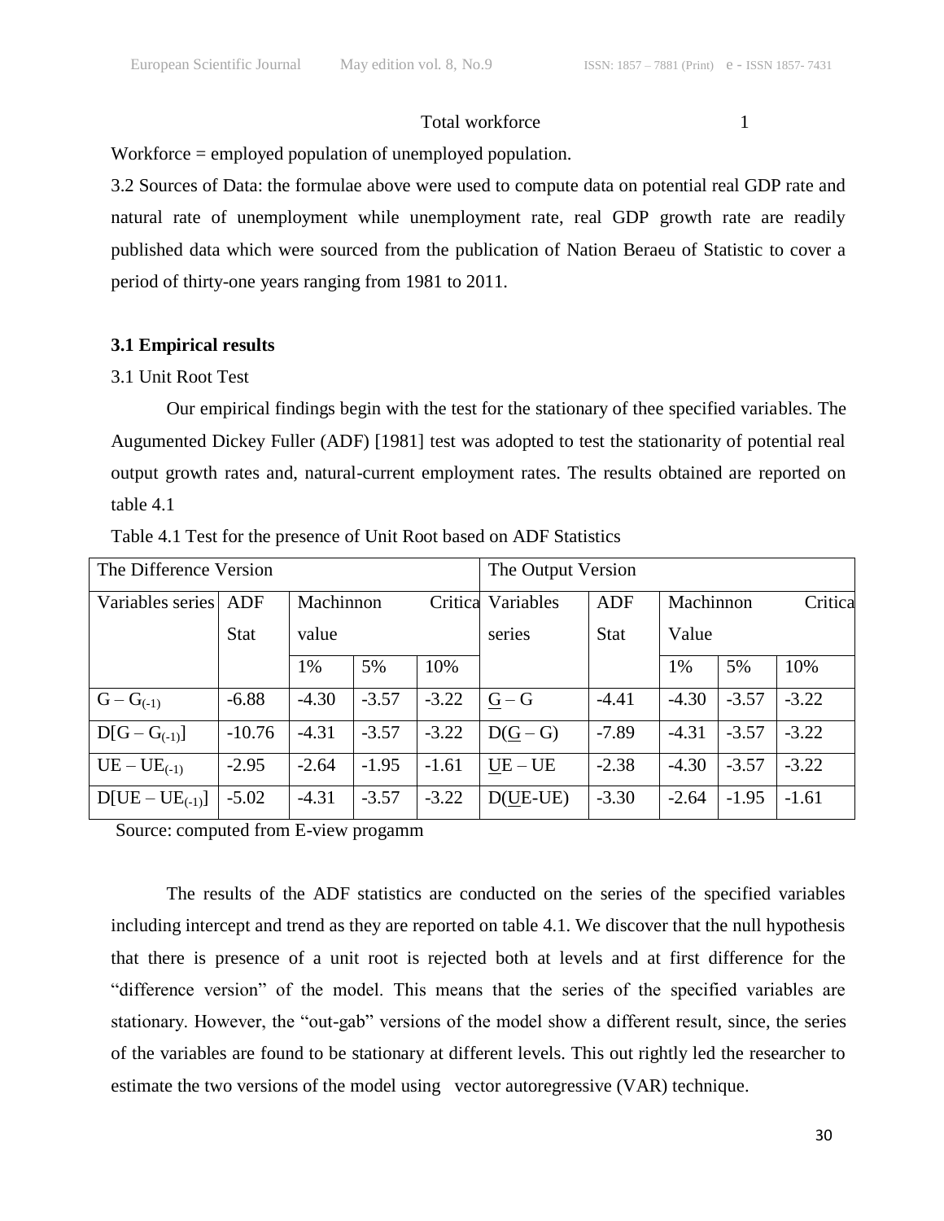Total workforce 1

Workforce = employed population of unemployed population.

3.2 Sources of Data: the formulae above were used to compute data on potential real GDP rate and natural rate of unemployment while unemployment rate, real GDP growth rate are readily published data which were sourced from the publication of Nation Beraeu of Statistic to cover a period of thirty-one years ranging from 1981 to 2011.

**3.1 Empirical results**

3.1 Unit Root Test

Our empirical findings begin with the test for the stationary of thee specified variables. The Augumented Dickey Fuller (ADF) [1981] test was adopted to test the stationarity of potential real output growth rates and, natural-current employment rates. The results obtained are reported on table 4.1

Table 4.1 Test for the presence of Unit Root based on ADF Statistics

| The Difference Version | | | | | The Output Version | | | | |
|---|---|---|---|---|---|---|---|---|---|
| Variables series | ADF Stat | Machinnon Critica value | | | Variables series | ADF Stat | Machinnon Critica Value | | |
| | | 1% | 5% | 10% | | | 1% | 5% | 10% |
| $G - G_{(-1)}$ | -6.88 | -4.30 | -3.57 | -3.22 | $\underline{G} - G$ | -4.41 | -4.30 | -3.57 | -3.22 |
| $D[G - G_{(-1)}]$ | -10.76 | -4.31 | -3.57 | -3.22 | $D(\underline{G} - G)$ | -7.89 | -4.31 | -3.57 | -3.22 |
| $UE - UE_{(-1)}$ | -2.95 | -2.64 | -1.95 | -1.61 | $\underline{UE} - UE$ | -2.38 | -4.30 | -3.57 | -3.22 |
| $D[UE - UE_{(-1)}]$ | -5.02 | -4.31 | -3.57 | -3.22 | $D(\underline{UE}\text{-}UE)$ | -3.30 | -2.64 | -1.95 | -1.61 |

Source: computed from E-view progamm

The results of the ADF statistics are conducted on the series of the specified variables including intercept and trend as they are reported on table 4.1. We discover that the null hypothesis that there is presence of a unit root is rejected both at levels and at first difference for the "difference version" of the model. This means that the series of the specified variables are stationary. However, the "out-gab" versions of the model show a different result, since, the series of the variables are found to be stationary at different levels. This out rightly led the researcher to estimate the two versions of the model using vector autoregressive (VAR) technique.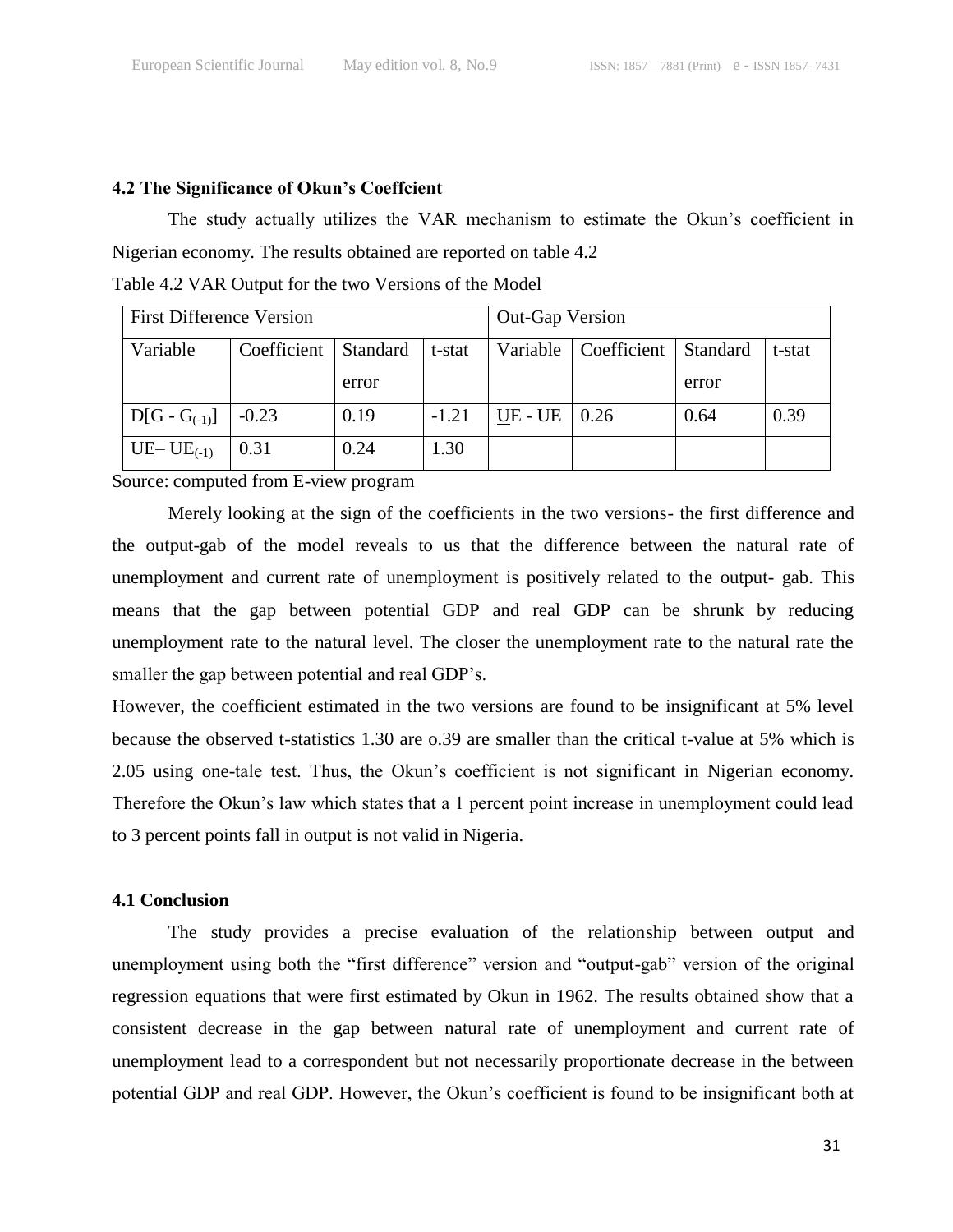### 4.2 The Significance of Okun's Coeffcient

The study actually utilizes the VAR mechanism to estimate the Okun's coefficient in Nigerian economy. The results obtained are reported on table 4.2

Table 4.2 VAR Output for the two Versions of the Model

| First Difference Version | | | | Out-Gap Version | | | |
|---|---|---|---|---|---|---|---|
| Variable | Coefficient | Standard error | t-stat | Variable | Coefficient | Standard error | t-stat |
| $D[G - G_{(-1)}]$ | -0.23 | 0.19 | -1.21 | $\underline{U}E$ - UE | 0.26 | 0.64 | 0.39 |
| $UE - UE_{(-1)}$ | 0.31 | 0.24 | 1.30 | | | | |

Source: computed from E-view program

Merely looking at the sign of the coefficients in the two versions- the first difference and the output-gab of the model reveals to us that the difference between the natural rate of unemployment and current rate of unemployment is positively related to the output- gab. This means that the gap between potential GDP and real GDP can be shrunk by reducing unemployment rate to the natural level. The closer the unemployment rate to the natural rate the smaller the gap between potential and real GDP's.

However, the coefficient estimated in the two versions are found to be insignificant at 5% level because the observed t-statistics 1.30 are o.39 are smaller than the critical t-value at 5% which is 2.05 using one-tale test. Thus, the Okun's coefficient is not significant in Nigerian economy. Therefore the Okun's law which states that a 1 percent point increase in unemployment could lead to 3 percent points fall in output is not valid in Nigeria.

### 4.1 Conclusion

The study provides a precise evaluation of the relationship between output and unemployment using both the "first difference" version and "output-gab" version of the original regression equations that were first estimated by Okun in 1962. The results obtained show that a consistent decrease in the gap between natural rate of unemployment and current rate of unemployment lead to a correspondent but not necessarily proportionate decrease in the between potential GDP and real GDP. However, the Okun's coefficient is found to be insignificant both at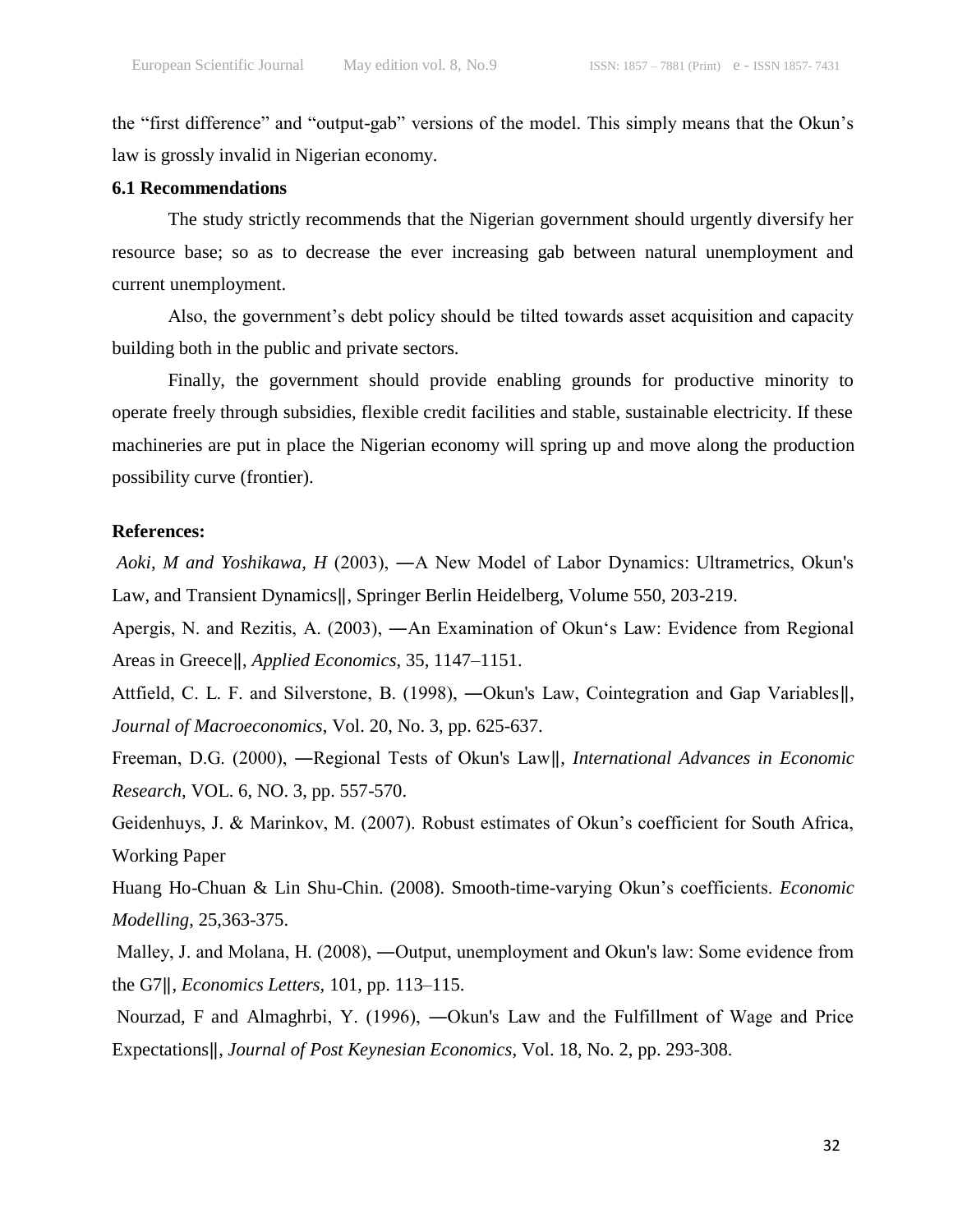the “first difference” and “output-gab” versions of the model. This simply means that the Okun’s law is grossly invalid in Nigerian economy.

### 6.1 Recommendations

The study strictly recommends that the Nigerian government should urgently diversify her resource base; so as to decrease the ever increasing gab between natural unemployment and current unemployment.

Also, the government’s debt policy should be tilted towards asset acquisition and capacity building both in the public and private sectors.

Finally, the government should provide enabling grounds for productive minority to operate freely through subsidies, flexible credit facilities and stable, sustainable electricity. If these machineries are put in place the Nigerian economy will spring up and move along the production possibility curve (frontier).

**References:**

*Aoki, M and Yoshikawa, H* (2003), ―A New Model of Labor Dynamics: Ultrametrics, Okun's Law, and Transient Dynamics‖, Springer Berlin Heidelberg, Volume 550, 203-219.

Apergis, N. and Rezitis, A. (2003), ―An Examination of Okun‘s Law: Evidence from Regional Areas in Greece‖, *Applied Economics*, 35, 1147–1151.

Attfield, C. L. F. and Silverstone, B. (1998), ―Okun's Law, Cointegration and Gap Variables‖, *Journal of Macroeconomics*, Vol. 20, No. 3, pp. 625-637.

Freeman, D.G. (2000), ―Regional Tests of Okun's Law‖, *International Advances in Economic Research*, VOL. 6, NO. 3, pp. 557-570.

Geidenhuys, J. & Marinkov, M. (2007). Robust estimates of Okun’s coefficient for South Africa, Working Paper

Huang Ho-Chuan & Lin Shu-Chin. (2008). Smooth-time-varying Okun’s coefficients. *Economic Modelling*, 25,363-375.

Malley, J. and Molana, H. (2008), ―Output, unemployment and Okun's law: Some evidence from the G7‖, *Economics Letters*, 101, pp. 113–115.

Nourzad, F and Almaghrbi, Y. (1996), ―Okun's Law and the Fulfillment of Wage and Price Expectations‖, *Journal of Post Keynesian Economics*, Vol. 18, No. 2, pp. 293-308.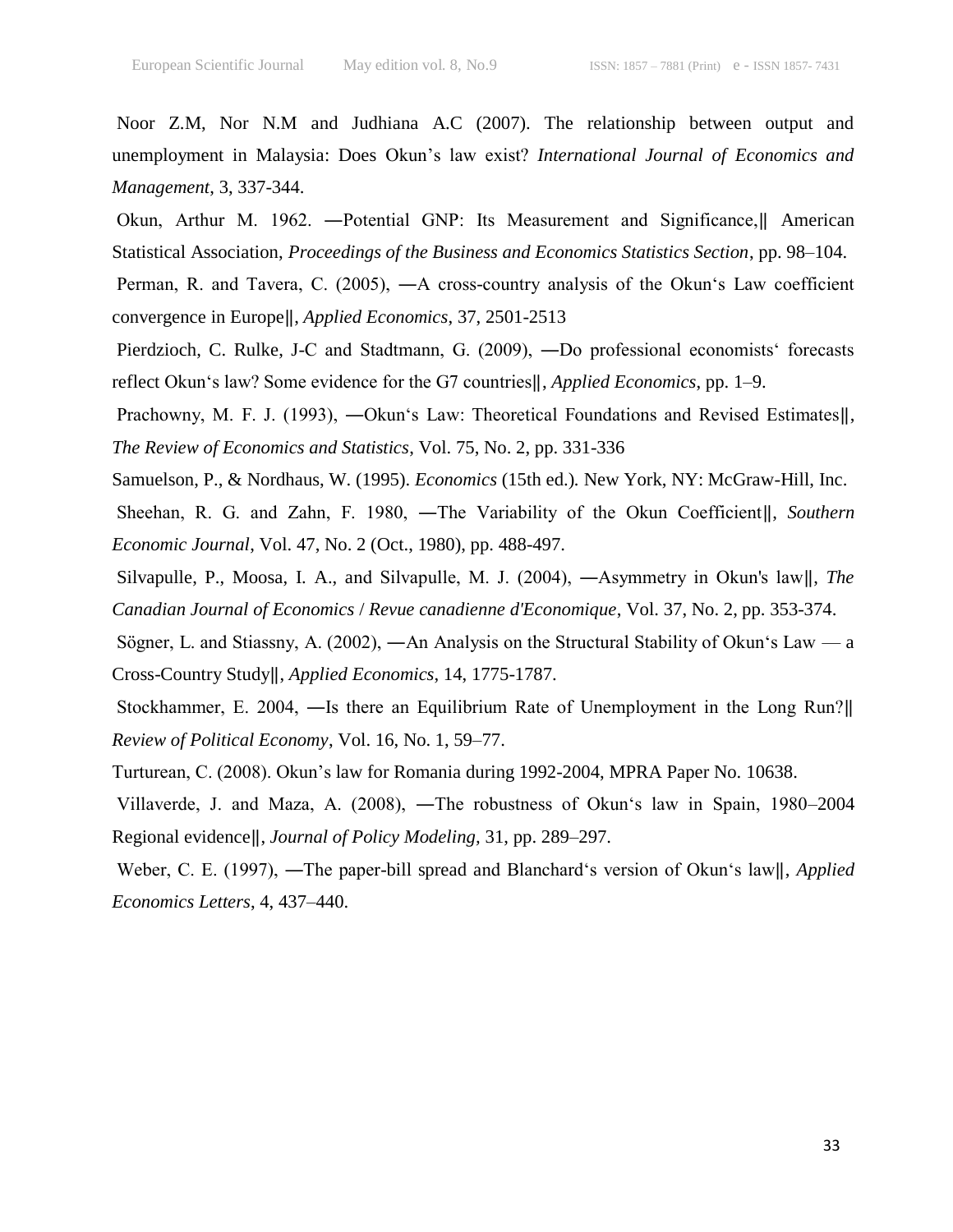Noor Z.M, Nor N.M and Judhiana A.C (2007). The relationship between output and unemployment in Malaysia: Does Okun's law exist? *International Journal of Economics and Management*, 3, 337-344.

Okun, Arthur M. 1962. ―Potential GNP: Its Measurement and Significance,‖ American Statistical Association, *Proceedings of the Business and Economics Statistics Section*, pp. 98–104.

Perman, R. and Tavera, C. (2005), ―A cross-country analysis of the Okun's Law coefficient convergence in Europe‖, *Applied Economics*, 37, 2501-2513

Pierdzioch, C. Rulke, J-C and Stadtmann, G. (2009), ―Do professional economists' forecasts reflect Okun's law? Some evidence for the G7 countries‖, *Applied Economics*, pp. 1–9.

Prachowny, M. F. J. (1993), ―Okun's Law: Theoretical Foundations and Revised Estimates‖, *The Review of Economics and Statistics*, Vol. 75, No. 2, pp. 331-336

Samuelson, P., & Nordhaus, W. (1995). *Economics* (15th ed.). New York, NY: McGraw-Hill, Inc.

Sheehan, R. G. and Zahn, F. 1980, ―The Variability of the Okun Coefficient‖, *Southern Economic Journal*, Vol. 47, No. 2 (Oct., 1980), pp. 488-497.

Silvapulle, P., Moosa, I. A., and Silvapulle, M. J. (2004), ―Asymmetry in Okun's law‖, *The Canadian Journal of Economics / Revue canadienne d'Economique*, Vol. 37, No. 2, pp. 353-374.

Sögner, L. and Stiassny, A. (2002), ―An Analysis on the Structural Stability of Okun's Law — a Cross-Country Study‖, *Applied Economics*, 14, 1775-1787.

Stockhammer, E. 2004, ―Is there an Equilibrium Rate of Unemployment in the Long Run?‖ *Review of Political Economy*, Vol. 16, No. 1, 59–77.

Turturean, C. (2008). Okun's law for Romania during 1992-2004, MPRA Paper No. 10638.

Villaverde, J. and Maza, A. (2008), ―The robustness of Okun's law in Spain, 1980–2004 Regional evidence‖, *Journal of Policy Modeling,* 31, pp. 289–297.

Weber, C. E. (1997), ―The paper-bill spread and Blanchard's version of Okun's law‖, *Applied Economics Letters*, 4, 437–440.